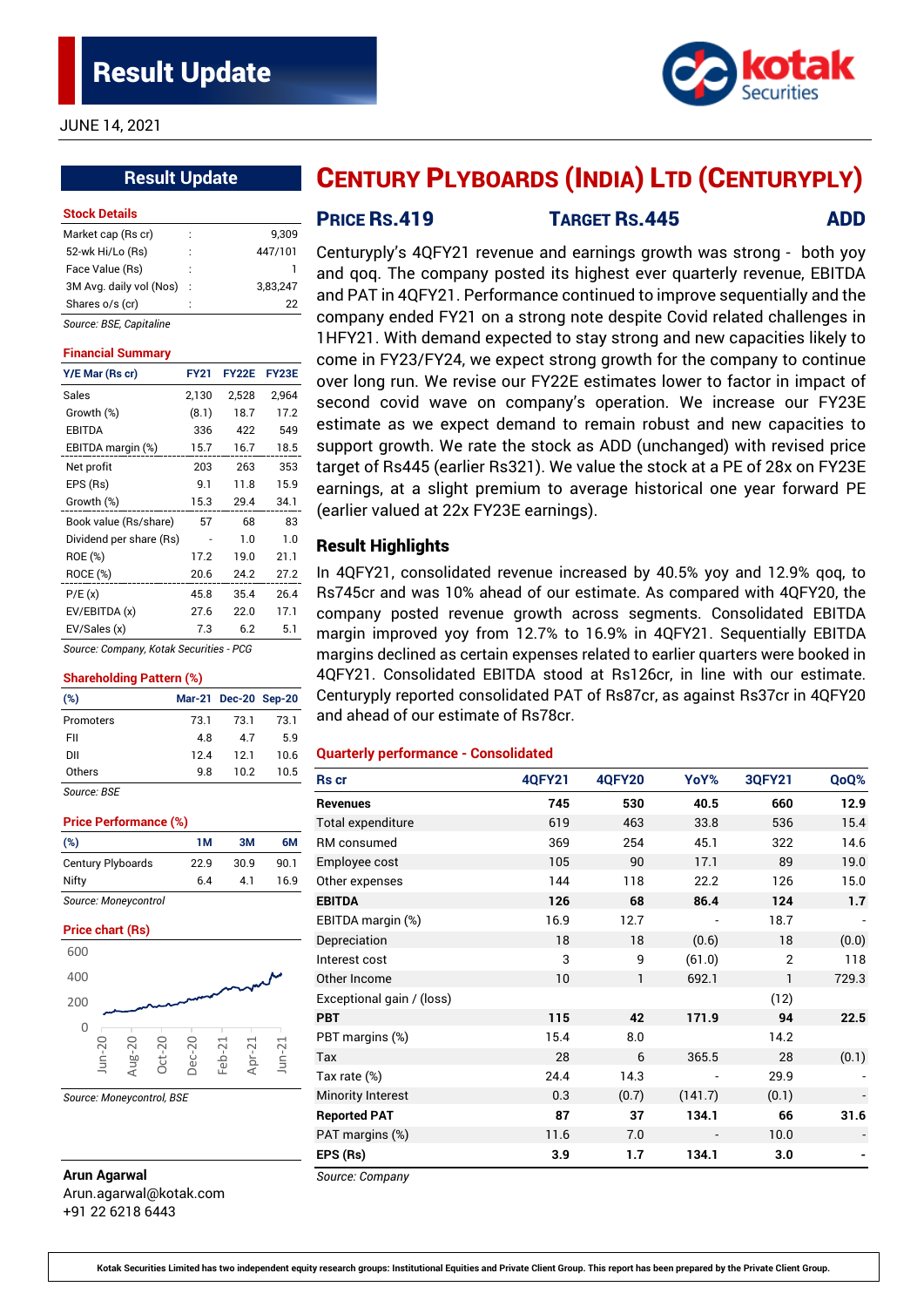# Result Update

JUNE 14, 2021

## Result Update

### Stock Details

| | | |
|---|---|---|
| Market cap (Rs cr) | : | 9,309 |
| 52-wk Hi/Lo (Rs) | : | 447/101 |
| Face Value (Rs) | : | 1 |
| 3M Avg. daily vol (Nos) | : | 3,83,247 |
| Shares o/s (cr) | : | 22 |

*Source: BSE, Capitaline*

### Financial Summary

| Y/E Mar (Rs cr) | FY21 | FY22E | FY23E |
|---|---|---|---|
| Sales | 2,130 | 2,528 | 2,964 |
| Growth (%) | (8.1) | 18.7 | 17.2 |
| EBITDA | 336 | 422 | 549 |
| EBITDA margin (%) | 15.7 | 16.7 | 18.5 |
| Net profit | 203 | 263 | 353 |
| EPS (Rs) | 9.1 | 11.8 | 15.9 |
| Growth (%) | 15.3 | 29.4 | 34.1 |
| Book value (Rs/share) | 57 | 68 | 83 |
| Dividend per share (Rs) | - | 1.0 | 1.0 |
| ROE (%) | 17.2 | 19.0 | 21.1 |
| ROCE (%) | 20.6 | 24.2 | 27.2 |
| P/E (x) | 45.8 | 35.4 | 26.4 |
| EV/EBITDA (x) | 27.6 | 22.0 | 17.1 |
| EV/Sales (x) | 7.3 | 6.2 | 5.1 |

*Source: Company, Kotak Securities - PCG*

### Shareholding Pattern (%)

| (%) | Mar-21 | Dec-20 | Sep-20 |
|---|---|---|---|
| Promoters | 73.1 | 73.1 | 73.1 |
| FII | 4.8 | 4.7 | 5.9 |
| DII | 12.4 | 12.1 | 10.6 |
| Others | 9.8 | 10.2 | 10.5 |

*Source: BSE*

### Price Performance (%)

| (%) | 1M | 3M | 6M |
|---|---|---|---|
| Century Plyboards | 22.9 | 30.9 | 90.1 |
| Nifty | 6.4 | 4.1 | 16.9 |

*Source: Moneycontrol*

### Price chart (Rs)

*Source: Moneycontrol, BSE*

**Arun Agarwal**
Arun.agarwal@kotak.com
+91 22 6218 6443

# CENTURY PLYBOARDS (INDIA) LTD (CENTURYPLY)

**PRICE RS.419** | **TARGET RS.445** | **ADD**

Centuryply's 4QFY21 revenue and earnings growth was strong - both yoy and qoq. The company posted its highest ever quarterly revenue, EBITDA and PAT in 4QFY21. Performance continued to improve sequentially and the company ended FY21 on a strong note despite Covid related challenges in 1HFY21. With demand expected to stay strong and new capacities likely to come in FY23/FY24, we expect strong growth for the company to continue over long run. We revise our FY22E estimates lower to factor in impact of second covid wave on company's operation. We increase our FY23E estimate as we expect demand to remain robust and new capacities to support growth. We rate the stock as ADD (unchanged) with revised price target of Rs445 (earlier Rs321). We value the stock at a PE of 28x on FY23E earnings, at a slight premium to average historical one year forward PE (earlier valued at 22x FY23E earnings).

## Result Highlights

In 4QFY21, consolidated revenue increased by 40.5% yoy and 12.9% qoq, to Rs745cr and was 10% ahead of our estimate. As compared with 4QFY20, the company posted revenue growth across segments. Consolidated EBITDA margin improved yoy from 12.7% to 16.9% in 4QFY21. Sequentially EBITDA margins declined as certain expenses related to earlier quarters were booked in 4QFY21. Consolidated EBITDA stood at Rs126cr, in line with our estimate. Centuryply reported consolidated PAT of Rs87cr, as against Rs37cr in 4QFY20 and ahead of our estimate of Rs78cr.

### Quarterly performance - Consolidated

| Rs cr | 4QFY21 | 4QFY20 | YoY% | 3QFY21 | QoQ% |
|---|---|---|---|---|---|
| **Revenues** | **745** | **530** | **40.5** | **660** | **12.9** |
| Total expenditure | 619 | 463 | 33.8 | 536 | 15.4 |
| RM consumed | 369 | 254 | 45.1 | 322 | 14.6 |
| Employee cost | 105 | 90 | 17.1 | 89 | 19.0 |
| Other expenses | 144 | 118 | 22.2 | 126 | 15.0 |
| **EBITDA** | **126** | **68** | **86.4** | **124** | **1.7** |
| EBITDA margin (%) | 16.9 | 12.7 | - | 18.7 | - |
| Depreciation | 18 | 18 | (0.6) | 18 | (0.0) |
| Interest cost | 3 | 9 | (61.0) | 2 | 118 |
| Other Income | 10 | 1 | 692.1 | 1 | 729.3 |
| Exceptional gain / (loss) | | | | (12) | |
| **PBT** | **115** | **42** | **171.9** | **94** | **22.5** |
| PBT margins (%) | 15.4 | 8.0 | | 14.2 | |
| Tax | 28 | 6 | 365.5 | 28 | (0.1) |
| Tax rate (%) | 24.4 | 14.3 | - | 29.9 | - |
| Minority Interest | 0.3 | (0.7) | (141.7) | (0.1) | - |
| **Reported PAT** | **87** | **37** | **134.1** | **66** | **31.6** |
| PAT margins (%) | 11.6 | 7.0 | - | 10.0 | - |
| **EPS (Rs)** | **3.9** | **1.7** | **134.1** | **3.0** | **-** |

*Source: Company*

Kotak Securities Limited has two independent equity research groups: Institutional Equities and Private Client Group. This report has been prepared by the Private Client Group.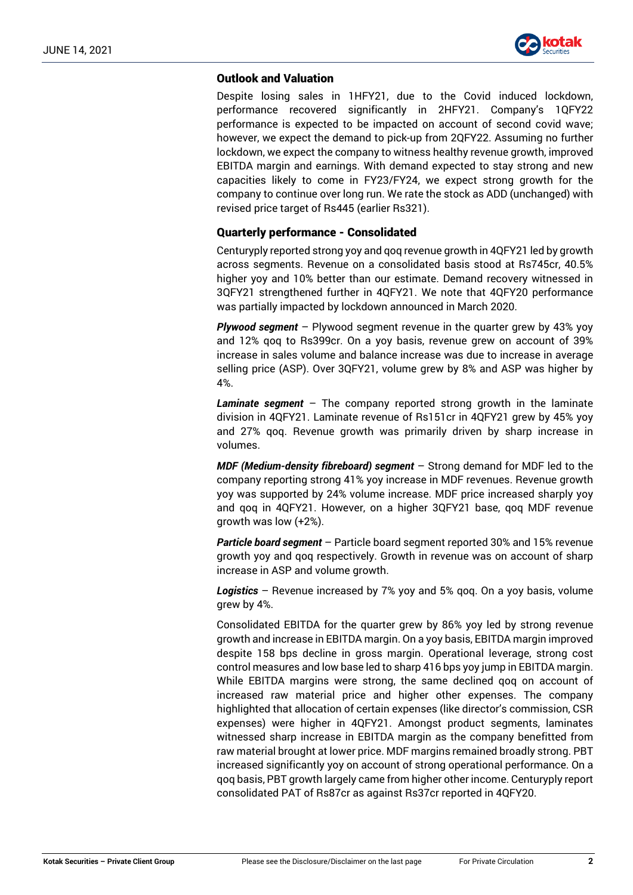## Outlook and Valuation

Despite losing sales in 1HFY21, due to the Covid induced lockdown, performance recovered significantly in 2HFY21. Company's 1QFY22 performance is expected to be impacted on account of second covid wave; however, we expect the demand to pick-up from 2QFY22. Assuming no further lockdown, we expect the company to witness healthy revenue growth, improved EBITDA margin and earnings. With demand expected to stay strong and new capacities likely to come in FY23/FY24, we expect strong growth for the company to continue over long run. We rate the stock as ADD (unchanged) with revised price target of Rs445 (earlier Rs321).

## Quarterly performance - Consolidated

Centuryply reported strong yoy and qoq revenue growth in 4QFY21 led by growth across segments. Revenue on a consolidated basis stood at Rs745cr, 40.5% higher yoy and 10% better than our estimate. Demand recovery witnessed in 3QFY21 strengthened further in 4QFY21. We note that 4QFY20 performance was partially impacted by lockdown announced in March 2020.

***Plywood segment*** – Plywood segment revenue in the quarter grew by 43% yoy and 12% qoq to Rs399cr. On a yoy basis, revenue grew on account of 39% increase in sales volume and balance increase was due to increase in average selling price (ASP). Over 3QFY21, volume grew by 8% and ASP was higher by 4%.

***Laminate segment*** – The company reported strong growth in the laminate division in 4QFY21. Laminate revenue of Rs151cr in 4QFY21 grew by 45% yoy and 27% qoq. Revenue growth was primarily driven by sharp increase in volumes.

***MDF (Medium-density fibreboard) segment*** – Strong demand for MDF led to the company reporting strong 41% yoy increase in MDF revenues. Revenue growth yoy was supported by 24% volume increase. MDF price increased sharply yoy and qoq in 4QFY21. However, on a higher 3QFY21 base, qoq MDF revenue growth was low (+2%).

***Particle board segment*** – Particle board segment reported 30% and 15% revenue growth yoy and qoq respectively. Growth in revenue was on account of sharp increase in ASP and volume growth.

***Logistics*** – Revenue increased by 7% yoy and 5% qoq. On a yoy basis, volume grew by 4%.

Consolidated EBITDA for the quarter grew by 86% yoy led by strong revenue growth and increase in EBITDA margin. On a yoy basis, EBITDA margin improved despite 158 bps decline in gross margin. Operational leverage, strong cost control measures and low base led to sharp 416 bps yoy jump in EBITDA margin. While EBITDA margins were strong, the same declined qoq on account of increased raw material price and higher other expenses. The company highlighted that allocation of certain expenses (like director's commission, CSR expenses) were higher in 4QFY21. Amongst product segments, laminates witnessed sharp increase in EBITDA margin as the company benefitted from raw material brought at lower price. MDF margins remained broadly strong. PBT increased significantly yoy on account of strong operational performance. On a qoq basis, PBT growth largely came from higher other income. Centuryply report consolidated PAT of Rs87cr as against Rs37cr reported in 4QFY20.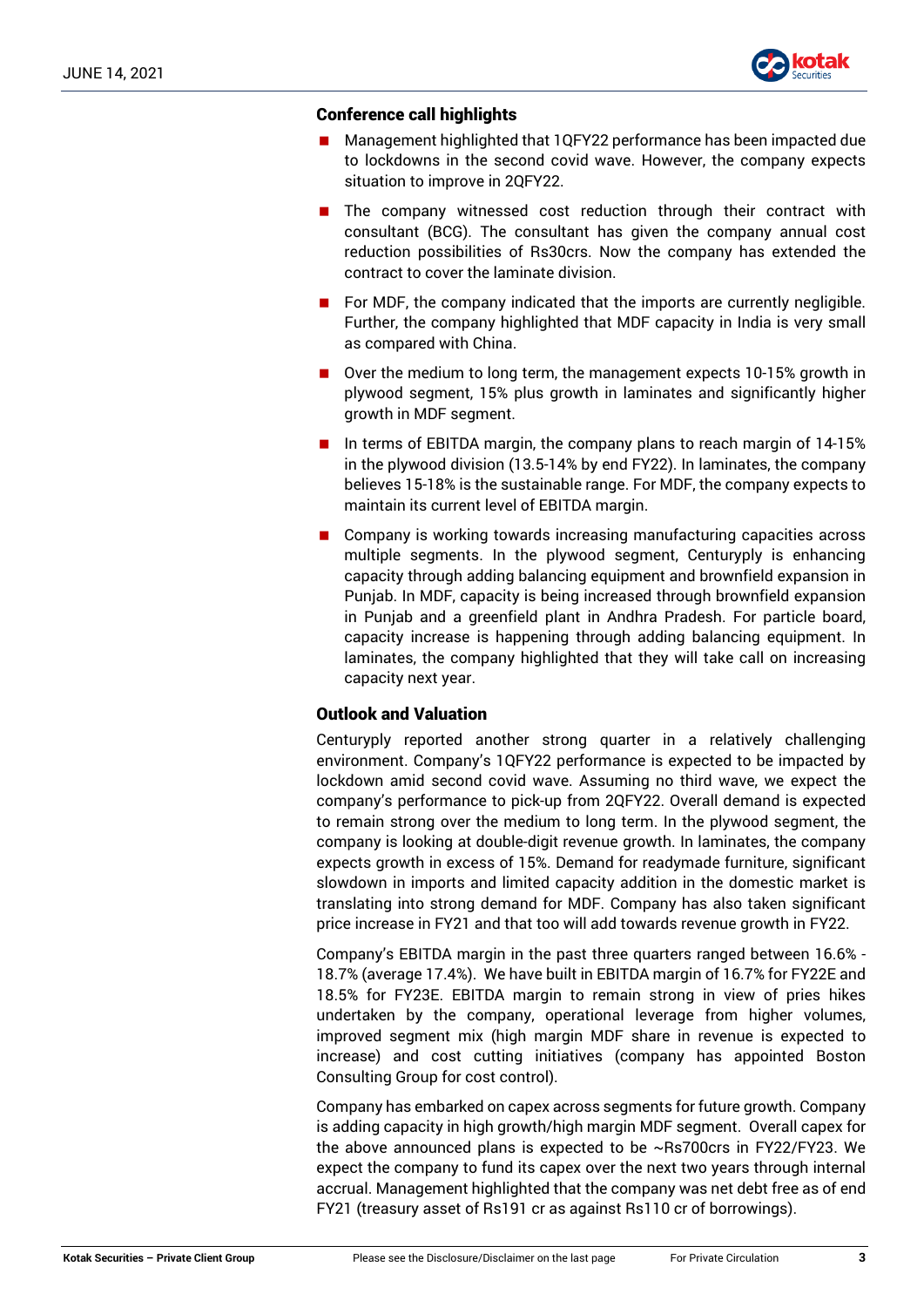## Conference call highlights

- Management highlighted that 1QFY22 performance has been impacted due to lockdowns in the second covid wave. However, the company expects situation to improve in 2QFY22.
- The company witnessed cost reduction through their contract with consultant (BCG). The consultant has given the company annual cost reduction possibilities of Rs30crs. Now the company has extended the contract to cover the laminate division.
- For MDF, the company indicated that the imports are currently negligible. Further, the company highlighted that MDF capacity in India is very small as compared with China.
- Over the medium to long term, the management expects 10-15% growth in plywood segment, 15% plus growth in laminates and significantly higher growth in MDF segment.
- In terms of EBITDA margin, the company plans to reach margin of 14-15% in the plywood division (13.5-14% by end FY22). In laminates, the company believes 15-18% is the sustainable range. For MDF, the company expects to maintain its current level of EBITDA margin.
- Company is working towards increasing manufacturing capacities across multiple segments. In the plywood segment, Centuryply is enhancing capacity through adding balancing equipment and brownfield expansion in Punjab. In MDF, capacity is being increased through brownfield expansion in Punjab and a greenfield plant in Andhra Pradesh. For particle board, capacity increase is happening through adding balancing equipment. In laminates, the company highlighted that they will take call on increasing capacity next year.

## Outlook and Valuation

Centuryply reported another strong quarter in a relatively challenging environment. Company's 1QFY22 performance is expected to be impacted by lockdown amid second covid wave. Assuming no third wave, we expect the company's performance to pick-up from 2QFY22. Overall demand is expected to remain strong over the medium to long term. In the plywood segment, the company is looking at double-digit revenue growth. In laminates, the company expects growth in excess of 15%. Demand for readymade furniture, significant slowdown in imports and limited capacity addition in the domestic market is translating into strong demand for MDF. Company has also taken significant price increase in FY21 and that too will add towards revenue growth in FY22.

Company's EBITDA margin in the past three quarters ranged between 16.6% - 18.7% (average 17.4%). We have built in EBITDA margin of 16.7% for FY22E and 18.5% for FY23E. EBITDA margin to remain strong in view of pries hikes undertaken by the company, operational leverage from higher volumes, improved segment mix (high margin MDF share in revenue is expected to increase) and cost cutting initiatives (company has appointed Boston Consulting Group for cost control).

Company has embarked on capex across segments for future growth. Company is adding capacity in high growth/high margin MDF segment. Overall capex for the above announced plans is expected to be ~Rs700crs in FY22/FY23. We expect the company to fund its capex over the next two years through internal accrual. Management highlighted that the company was net debt free as of end FY21 (treasury asset of Rs191 cr as against Rs110 cr of borrowings).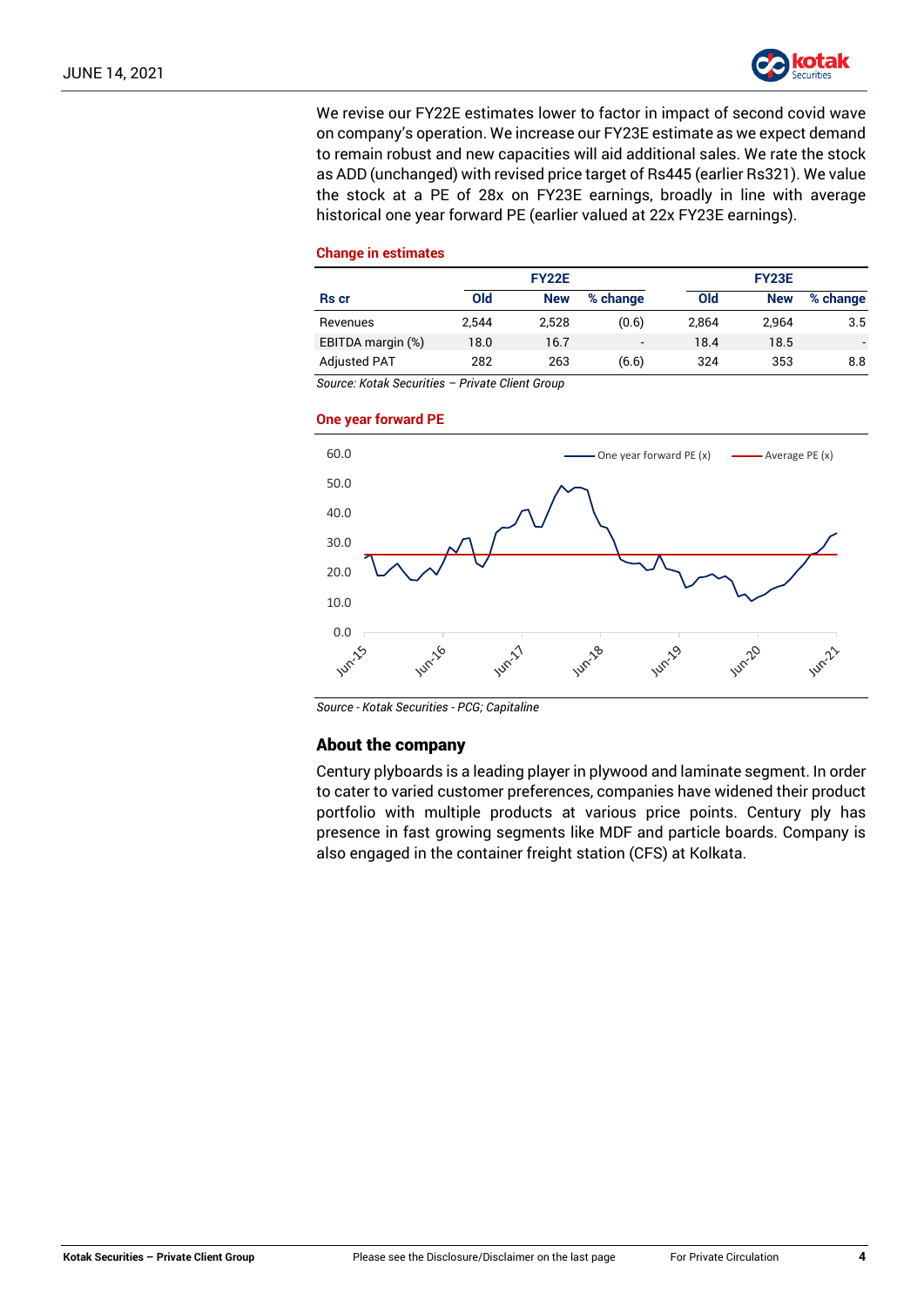We revise our FY22E estimates lower to factor in impact of second covid wave on company's operation. We increase our FY23E estimate as we expect demand to remain robust and new capacities will aid additional sales. We rate the stock as ADD (unchanged) with revised price target of Rs445 (earlier Rs321). We value the stock at a PE of 28x on FY23E earnings, broadly in line with average historical one year forward PE (earlier valued at 22x FY23E earnings).

**Change in estimates**

| | FY22E | | | FY23E | | |
|---|---|---|---|---|---|---|
| Rs cr | Old | New | % change | Old | New | % change |
| Revenues | 2,544 | 2,528 | (0.6) | 2,864 | 2,964 | 3.5 |
| EBITDA margin (%) | 18.0 | 16.7 | - | 18.4 | 18.5 | - |
| Adjusted PAT | 282 | 263 | (6.6) | 324 | 353 | 8.8 |

*Source: Kotak Securities – Private Client Group*

**One year forward PE**

*Source - Kotak Securities - PCG; Capitaline*

## About the company

Century plyboards is a leading player in plywood and laminate segment. In order to cater to varied customer preferences, companies have widened their product portfolio with multiple products at various price points. Century ply has presence in fast growing segments like MDF and particle boards. Company is also engaged in the container freight station (CFS) at Kolkata.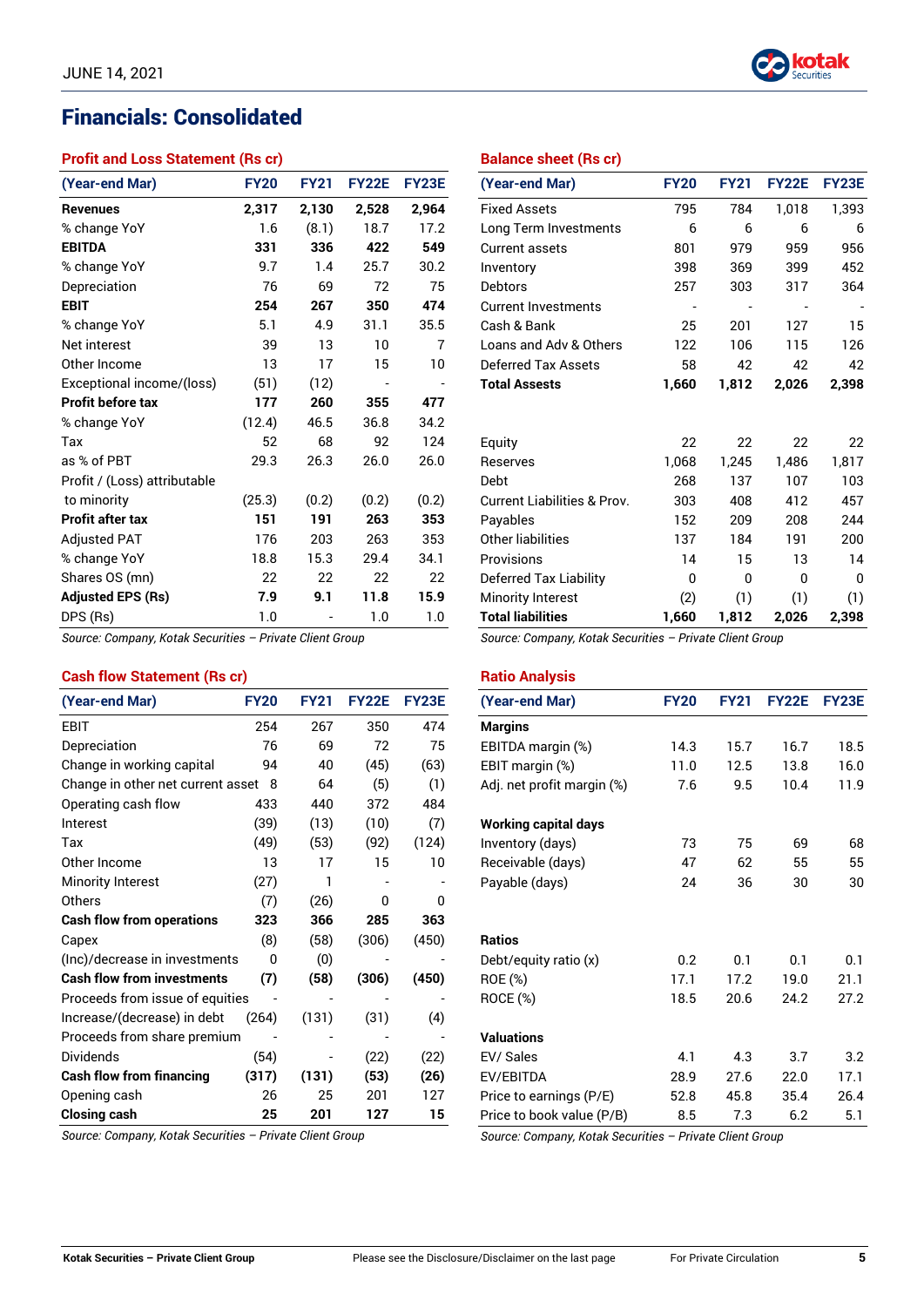# Financials: Consolidated

## Profit and Loss Statement (Rs cr)

| (Year-end Mar) | FY20 | FY21 | FY22E | FY23E |
|---|---|---|---|---|
| **Revenues** | **2,317** | **2,130** | **2,528** | **2,964** |
| % change YoY | 1.6 | (8.1) | 18.7 | 17.2 |
| **EBITDA** | **331** | **336** | **422** | **549** |
| % change YoY | 9.7 | 1.4 | 25.7 | 30.2 |
| Depreciation | 76 | 69 | 72 | 75 |
| **EBIT** | **254** | **267** | **350** | **474** |
| % change YoY | 5.1 | 4.9 | 31.1 | 35.5 |
| Net interest | 39 | 13 | 10 | 7 |
| Other Income | 13 | 17 | 15 | 10 |
| Exceptional income/(loss) | (51) | (12) | - | - |
| **Profit before tax** | **177** | **260** | **355** | **477** |
| % change YoY | (12.4) | 46.5 | 36.8 | 34.2 |
| Tax | 52 | 68 | 92 | 124 |
| as % of PBT | 29.3 | 26.3 | 26.0 | 26.0 |
| Profit / (Loss) attributable to minority | (25.3) | (0.2) | (0.2) | (0.2) |
| **Profit after tax** | **151** | **191** | **263** | **353** |
| Adjusted PAT | 176 | 203 | 263 | 353 |
| % change YoY | 18.8 | 15.3 | 29.4 | 34.1 |
| Shares OS (mn) | 22 | 22 | 22 | 22 |
| **Adjusted EPS (Rs)** | **7.9** | **9.1** | **11.8** | **15.9** |
| DPS (Rs) | 1.0 | - | 1.0 | 1.0 |

*Source: Company, Kotak Securities – Private Client Group*

## Balance sheet (Rs cr)

| (Year-end Mar) | FY20 | FY21 | FY22E | FY23E |
|---|---|---|---|---|
| Fixed Assets | 795 | 784 | 1,018 | 1,393 |
| Long Term Investments | 6 | 6 | 6 | 6 |
| Current assets | 801 | 979 | 959 | 956 |
| Inventory | 398 | 369 | 399 | 452 |
| Debtors | 257 | 303 | 317 | 364 |
| Current Investments | - | - | - | - |
| Cash & Bank | 25 | 201 | 127 | 15 |
| Loans and Adv & Others | 122 | 106 | 115 | 126 |
| Deferred Tax Assets | 58 | 42 | 42 | 42 |
| **Total Assests** | **1,660** | **1,812** | **2,026** | **2,398** |
| | | | | |
| Equity | 22 | 22 | 22 | 22 |
| Reserves | 1,068 | 1,245 | 1,486 | 1,817 |
| Debt | 268 | 137 | 107 | 103 |
| Current Liabilities & Prov. | 303 | 408 | 412 | 457 |
| Payables | 152 | 209 | 208 | 244 |
| Other liabilities | 137 | 184 | 191 | 200 |
| Provisions | 14 | 15 | 13 | 14 |
| Deferred Tax Liability | 0 | 0 | 0 | 0 |
| Minority Interest | (2) | (1) | (1) | (1) |
| **Total liabilities** | **1,660** | **1,812** | **2,026** | **2,398** |

*Source: Company, Kotak Securities – Private Client Group*

## Cash flow Statement (Rs cr)

| (Year-end Mar) | FY20 | FY21 | FY22E | FY23E |
|---|---|---|---|---|
| EBIT | 254 | 267 | 350 | 474 |
| Depreciation | 76 | 69 | 72 | 75 |
| Change in working capital | 94 | 40 | (45) | (63) |
| Change in other net current asset | 8 | 64 | (5) | (1) |
| Operating cash flow | 433 | 440 | 372 | 484 |
| Interest | (39) | (13) | (10) | (7) |
| Tax | (49) | (53) | (92) | (124) |
| Other Income | 13 | 17 | 15 | 10 |
| Minority Interest | (27) | 1 | - | - |
| Others | (7) | (26) | 0 | 0 |
| **Cash flow from operations** | **323** | **366** | **285** | **363** |
| Capex | (8) | (58) | (306) | (450) |
| (Inc)/decrease in investments | 0 | (0) | - | - |
| **Cash flow from investments** | **(7)** | **(58)** | **(306)** | **(450)** |
| Proceeds from issue of equities | - | - | - | - |
| Increase/(decrease) in debt | (264) | (131) | (31) | (4) |
| Proceeds from share premium | - | - | - | - |
| Dividends | (54) | - | (22) | (22) |
| **Cash flow from financing** | **(317)** | **(131)** | **(53)** | **(26)** |
| Opening cash | 26 | 25 | 201 | 127 |
| **Closing cash** | **25** | **201** | **127** | **15** |

*Source: Company, Kotak Securities – Private Client Group*

## Ratio Analysis

| (Year-end Mar) | FY20 | FY21 | FY22E | FY23E |
|---|---|---|---|---|
| **Margins** | | | | |
| EBITDA margin (%) | 14.3 | 15.7 | 16.7 | 18.5 |
| EBIT margin (%) | 11.0 | 12.5 | 13.8 | 16.0 |
| Adj. net profit margin (%) | 7.6 | 9.5 | 10.4 | 11.9 |
| | | | | |
| **Working capital days** | | | | |
| Inventory (days) | 73 | 75 | 69 | 68 |
| Receivable (days) | 47 | 62 | 55 | 55 |
| Payable (days) | 24 | 36 | 30 | 30 |
| | | | | |
| **Ratios** | | | | |
| Debt/equity ratio (x) | 0.2 | 0.1 | 0.1 | 0.1 |
| ROE (%) | 17.1 | 17.2 | 19.0 | 21.1 |
| ROCE (%) | 18.5 | 20.6 | 24.2 | 27.2 |
| | | | | |
| **Valuations** | | | | |
| EV/ Sales | 4.1 | 4.3 | 3.7 | 3.2 |
| EV/EBITDA | 28.9 | 27.6 | 22.0 | 17.1 |
| Price to earnings (P/E) | 52.8 | 45.8 | 35.4 | 26.4 |
| Price to book value (P/B) | 8.5 | 7.3 | 6.2 | 5.1 |

*Source: Company, Kotak Securities – Private Client Group*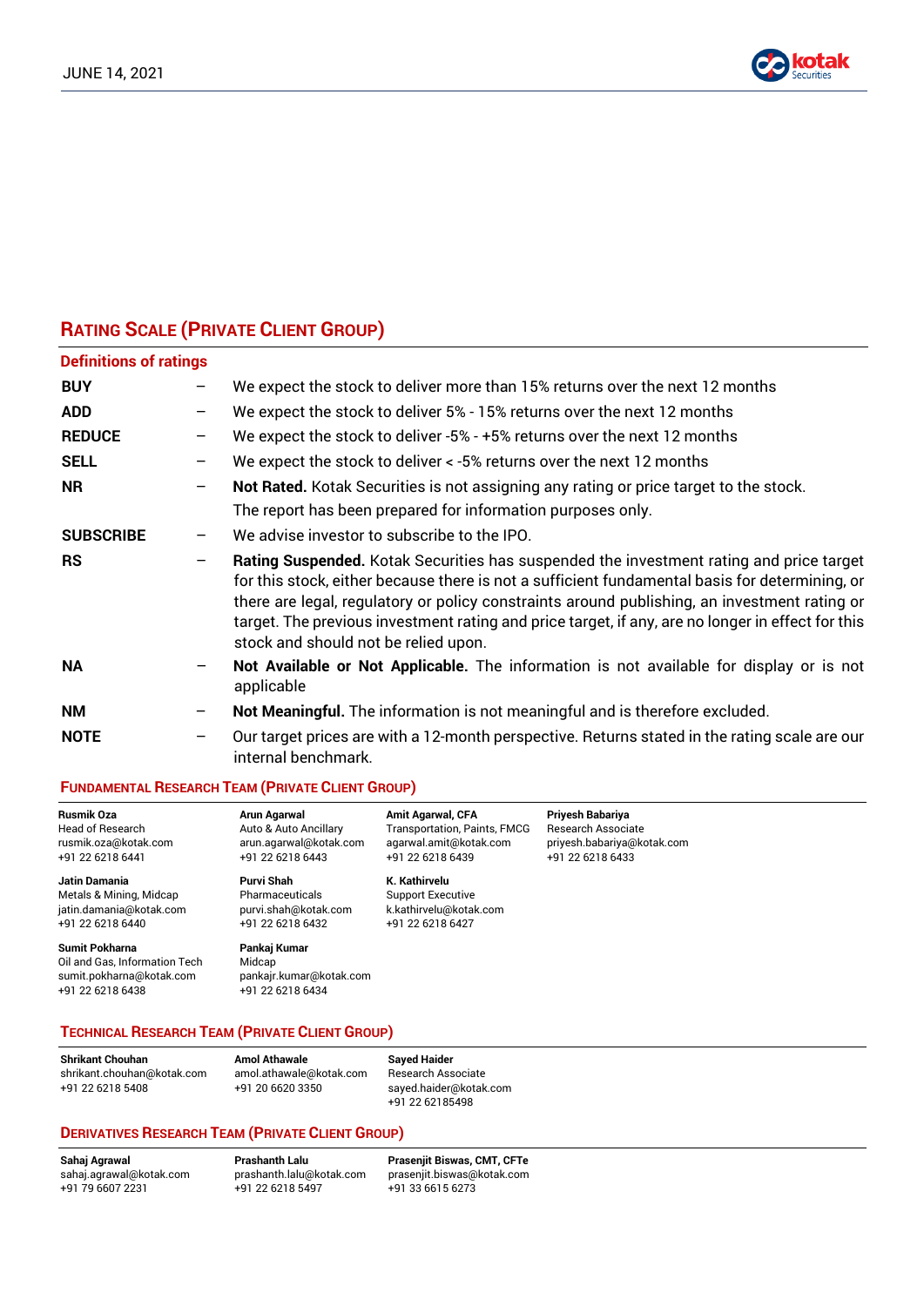## RATING SCALE (PRIVATE CLIENT GROUP)

### Definitions of ratings

| | | |
|---|---|---|
| **BUY** | – | We expect the stock to deliver more than 15% returns over the next 12 months |
| **ADD** | – | We expect the stock to deliver 5% - 15% returns over the next 12 months |
| **REDUCE** | – | We expect the stock to deliver -5% - +5% returns over the next 12 months |
| **SELL** | – | We expect the stock to deliver < -5% returns over the next 12 months |
| **NR** | – | **Not Rated.** Kotak Securities is not assigning any rating or price target to the stock. The report has been prepared for information purposes only. |
| **SUBSCRIBE** | – | We advise investor to subscribe to the IPO. |
| **RS** | – | **Rating Suspended.** Kotak Securities has suspended the investment rating and price target for this stock, either because there is not a sufficient fundamental basis for determining, or there are legal, regulatory or policy constraints around publishing, an investment rating or target. The previous investment rating and price target, if any, are no longer in effect for this stock and should not be relied upon. |
| **NA** | – | **Not Available or Not Applicable.** The information is not available for display or is not applicable |
| **NM** | – | **Not Meaningful.** The information is not meaningful and is therefore excluded. |
| **NOTE** | – | Our target prices are with a 12-month perspective. Returns stated in the rating scale are our internal benchmark. |

## FUNDAMENTAL RESEARCH TEAM (PRIVATE CLIENT GROUP)

**Rusmik Oza**
Head of Research
rusmik.oza@kotak.com
+91 22 6218 6441

**Jatin Damania**
Metals & Mining, Midcap
jatin.damania@kotak.com
+91 22 6218 6440

**Sumit Pokharna**
Oil and Gas, Information Tech
sumit.pokharna@kotak.com
+91 22 6218 6438

**Arun Agarwal**
Auto & Auto Ancillary
arun.agarwal@kotak.com
+91 22 6218 6443

**Purvi Shah**
Pharmaceuticals
purvi.shah@kotak.com
+91 22 6218 6432

**Pankaj Kumar**
Midcap
pankajr.kumar@kotak.com
+91 22 6218 6434

**Amit Agarwal, CFA**
Transportation, Paints, FMCG
agarwal.amit@kotak.com
+91 22 6218 6439

**K. Kathirvelu**
Support Executive
k.kathirvelu@kotak.com
+91 22 6218 6427

**Priyesh Babariya**
Research Associate
priyesh.babariya@kotak.com
+91 22 6218 6433

## TECHNICAL RESEARCH TEAM (PRIVATE CLIENT GROUP)

**Shrikant Chouhan**
shrikant.chouhan@kotak.com
+91 22 6218 5408

**Amol Athawale**
amol.athawale@kotak.com
+91 20 6620 3350

**Sayed Haider**
Research Associate
sayed.haider@kotak.com
+91 22 62185498

## DERIVATIVES RESEARCH TEAM (PRIVATE CLIENT GROUP)

**Sahaj Agrawal**
sahaj.agrawal@kotak.com
+91 79 6607 2231

**Prashanth Lalu**
prashanth.lalu@kotak.com
+91 22 6218 5497

**Prasenjit Biswas, CMT, CFTe**
prasenjit.biswas@kotak.com
+91 33 6615 6273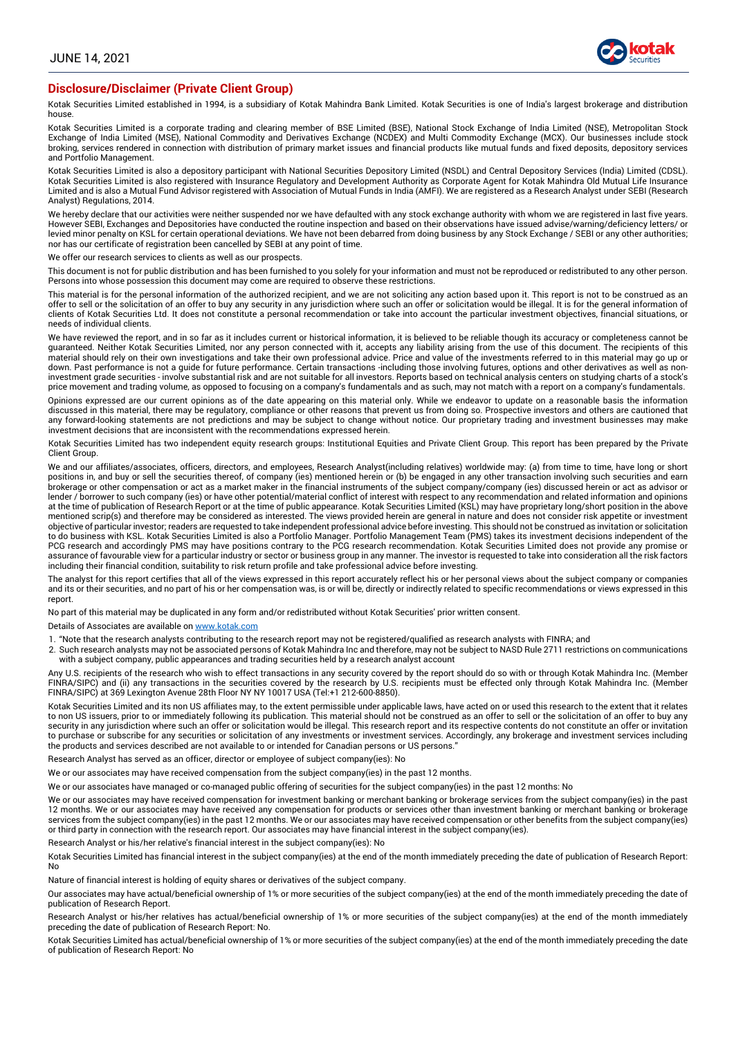## Disclosure/Disclaimer (Private Client Group)

Kotak Securities Limited established in 1994, is a subsidiary of Kotak Mahindra Bank Limited. Kotak Securities is one of India's largest brokerage and distribution house.

Kotak Securities Limited is a corporate trading and clearing member of BSE Limited (BSE), National Stock Exchange of India Limited (NSE), Metropolitan Stock Exchange of India Limited (MSE), National Commodity and Derivatives Exchange (NCDEX) and Multi Commodity Exchange (MCX). Our businesses include stock broking, services rendered in connection with distribution of primary market issues and financial products like mutual funds and fixed deposits, depository services and Portfolio Management.

Kotak Securities Limited is also a depository participant with National Securities Depository Limited (NSDL) and Central Depository Services (India) Limited (CDSL). Kotak Securities Limited is also registered with Insurance Regulatory and Development Authority as Corporate Agent for Kotak Mahindra Old Mutual Life Insurance Limited and is also a Mutual Fund Advisor registered with Association of Mutual Funds in India (AMFI). We are registered as a Research Analyst under SEBI (Research Analyst) Regulations, 2014.

We hereby declare that our activities were neither suspended nor we have defaulted with any stock exchange authority with whom we are registered in last five years. However SEBI, Exchanges and Depositories have conducted the routine inspection and based on their observations have issued advise/warning/deficiency letters/ or levied minor penalty on KSL for certain operational deviations. We have not been debarred from doing business by any Stock Exchange / SEBI or any other authorities; nor has our certificate of registration been cancelled by SEBI at any point of time.

We offer our research services to clients as well as our prospects.

This document is not for public distribution and has been furnished to you solely for your information and must not be reproduced or redistributed to any other person. Persons into whose possession this document may come are required to observe these restrictions.

This material is for the personal information of the authorized recipient, and we are not soliciting any action based upon it. This report is not to be construed as an offer to sell or the solicitation of an offer to buy any security in any jurisdiction where such an offer or solicitation would be illegal. It is for the general information of clients of Kotak Securities Ltd. It does not constitute a personal recommendation or take into account the particular investment objectives, financial situations, or needs of individual clients.

We have reviewed the report, and in so far as it includes current or historical information, it is believed to be reliable though its accuracy or completeness cannot be guaranteed. Neither Kotak Securities Limited, nor any person connected with it, accepts any liability arising from the use of this document. The recipients of this material should rely on their own investigations and take their own professional advice. Price and value of the investments referred to in this material may go up or down. Past performance is not a guide for future performance. Certain transactions -including those involving futures, options and other derivatives as well as non-investment grade securities - involve substantial risk and are not suitable for all investors. Reports based on technical analysis centers on studying charts of a stock's price movement and trading volume, as opposed to focusing on a company's fundamentals and as such, may not match with a report on a company's fundamentals.

Opinions expressed are our current opinions as of the date appearing on this material only. While we endeavor to update on a reasonable basis the information discussed in this material, there may be regulatory, compliance or other reasons that prevent us from doing so. Prospective investors and others are cautioned that any forward-looking statements are not predictions and may be subject to change without notice. Our proprietary trading and investment businesses may make investment decisions that are inconsistent with the recommendations expressed herein.

Kotak Securities Limited has two independent equity research groups: Institutional Equities and Private Client Group. This report has been prepared by the Private Client Group.

We and our affiliates/associates, officers, directors, and employees, Research Analyst(including relatives) worldwide may: (a) from time to time, have long or short positions in, and buy or sell the securities thereof, of company (ies) mentioned herein or (b) be engaged in any other transaction involving such securities and earn brokerage or other compensation or act as a market maker in the financial instruments of the subject company/company (ies) discussed herein or act as advisor or lender / borrower to such company (ies) or have other potential/material conflict of interest with respect to any recommendation and related information and opinions at the time of publication of Research Report or at the time of public appearance. Kotak Securities Limited (KSL) may have proprietary long/short position in the above mentioned scrip(s) and therefore may be considered as interested. The views provided herein are general in nature and does not consider risk appetite or investment objective of particular investor; readers are requested to take independent professional advice before investing. This should not be construed as invitation or solicitation to do business with KSL. Kotak Securities Limited is also a Portfolio Manager. Portfolio Management Team (PMS) takes its investment decisions independent of the PCG research and accordingly PMS may have positions contrary to the PCG research recommendation. Kotak Securities Limited does not provide any promise or assurance of favourable view for a particular industry or sector or business group in any manner. The investor is requested to take into consideration all the risk factors including their financial condition, suitability to risk return profile and take professional advice before investing.

The analyst for this report certifies that all of the views expressed in this report accurately reflect his or her personal views about the subject company or companies and its or their securities, and no part of his or her compensation was, is or will be, directly or indirectly related to specific recommendations or views expressed in this report.

No part of this material may be duplicated in any form and/or redistributed without Kotak Securities' prior written consent.

Details of Associates are available on www.kotak.com

1. "Note that the research analysts contributing to the research report may not be registered/qualified as research analysts with FINRA; and
2. Such research analysts may not be associated persons of Kotak Mahindra Inc and therefore, may not be subject to NASD Rule 2711 restrictions on communications with a subject company, public appearances and trading securities held by a research analyst account

Any U.S. recipients of the research who wish to effect transactions in any security covered by the report should do so with or through Kotak Mahindra Inc. (Member FINRA/SIPC) and (ii) any transactions in the securities covered by the research by U.S. recipients must be effected only through Kotak Mahindra Inc. (Member FINRA/SIPC) at 369 Lexington Avenue 28th Floor NY NY 10017 USA (Tel:+1 212-600-8850).

Kotak Securities Limited and its non US affiliates may, to the extent permissible under applicable laws, have acted on or used this research to the extent that it relates to non US issuers, prior to or immediately following its publication. This material should not be construed as an offer to sell or the solicitation of an offer to buy any security in any jurisdiction where such an offer or solicitation would be illegal. This research report and its respective contents do not constitute an offer or invitation to purchase or subscribe for any securities or solicitation of any investments or investment services. Accordingly, any brokerage and investment services including the products and services described are not available to or intended for Canadian persons or US persons."

Research Analyst has served as an officer, director or employee of subject company(ies): No

We or our associates may have received compensation from the subject company(ies) in the past 12 months.

We or our associates have managed or co-managed public offering of securities for the subject company(ies) in the past 12 months: No

We or our associates may have received compensation for investment banking or merchant banking or brokerage services from the subject company(ies) in the past 12 months. We or our associates may have received any compensation for products or services other than investment banking or merchant banking or brokerage services from the subject company(ies) in the past 12 months. We or our associates may have received compensation or other benefits from the subject company(ies) or third party in connection with the research report. Our associates may have financial interest in the subject company(ies).

Research Analyst or his/her relative's financial interest in the subject company(ies): No

Kotak Securities Limited has financial interest in the subject company(ies) at the end of the month immediately preceding the date of publication of Research Report: No

Nature of financial interest is holding of equity shares or derivatives of the subject company.

Our associates may have actual/beneficial ownership of 1% or more securities of the subject company(ies) at the end of the month immediately preceding the date of publication of Research Report.

Research Analyst or his/her relatives has actual/beneficial ownership of 1% or more securities of the subject company(ies) at the end of the month immediately preceding the date of publication of Research Report: No.

Kotak Securities Limited has actual/beneficial ownership of 1% or more securities of the subject company(ies) at the end of the month immediately preceding the date of publication of Research Report: No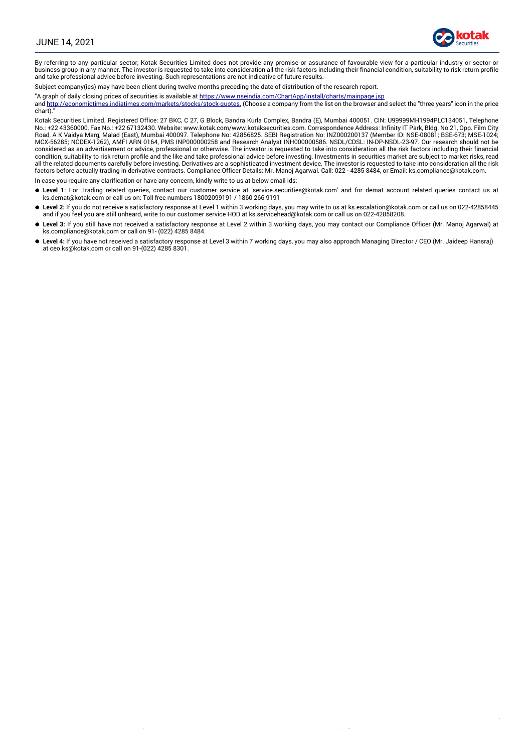By referring to any particular sector, Kotak Securities Limited does not provide any promise or assurance of favourable view for a particular industry or sector or business group in any manner. The investor is requested to take into consideration all the risk factors including their financial condition, suitability to risk return profile and take professional advice before investing. Such representations are not indicative of future results.

Subject company(ies) may have been client during twelve months preceding the date of distribution of the research report.

"A graph of daily closing prices of securities is available at https://www.nseindia.com/ChartApp/install/charts/mainpage.jsp and http://economictimes.indiatimes.com/markets/stocks/stock-quotes. (Choose a company from the list on the browser and select the "three years" icon in the price chart)."

Kotak Securities Limited. Registered Office: 27 BKC, C 27, G Block, Bandra Kurla Complex, Bandra (E), Mumbai 400051. CIN: U99999MH1994PLC134051, Telephone No.: +22 43360000, Fax No.: +22 67132430. Website: www.kotak.com/www.kotaksecurities.com. Correspondence Address: Infinity IT Park, Bldg. No 21, Opp. Film City Road, A K Vaidya Marg, Malad (East), Mumbai 400097. Telephone No: 42856825. SEBI Registration No: INZ000200137 (Member ID: NSE-08081; BSE-673; MSE-1024; MCX-56285; NCDEX-1262), AMFI ARN 0164, PMS INP000000258 and Research Analyst INH000000586. NSDL/CDSL: IN-DP-NSDL-23-97. Our research should not be considered as an advertisement or advice, professional or otherwise. The investor is requested to take into consideration all the risk factors including their financial condition, suitability to risk return profile and the like and take professional advice before investing. Investments in securities market are subject to market risks, read all the related documents carefully before investing. Derivatives are a sophisticated investment device. The investor is requested to take into consideration all the risk factors before actually trading in derivative contracts. Compliance Officer Details: Mr. Manoj Agarwal. Call: 022 - 4285 8484, or Email: ks.compliance@kotak.com.

In case you require any clarification or have any concern, kindly write to us at below email ids:

- **Level 1**: For Trading related queries, contact our customer service at 'service.securities@kotak.com' and for demat account related queries contact us at ks.demat@kotak.com or call us on: Toll free numbers 18002099191 / 1860 266 9191
- **Level 2:** If you do not receive a satisfactory response at Level 1 within 3 working days, you may write to us at ks.escalation@kotak.com or call us on 022-42858445 and if you feel you are still unheard, write to our customer service HOD at ks.servicehead@kotak.com or call us on 022-42858208.
- **Level 3:** If you still have not received a satisfactory response at Level 2 within 3 working days, you may contact our Compliance Officer (Mr. Manoj Agarwal) at ks.compliance@kotak.com or call on 91- (022) 4285 8484.
- **Level 4:** If you have not received a satisfactory response at Level 3 within 7 working days, you may also approach Managing Director / CEO (Mr. Jaideep Hansraj) at ceo.ks@kotak.com or call on 91-(022) 4285 8301.